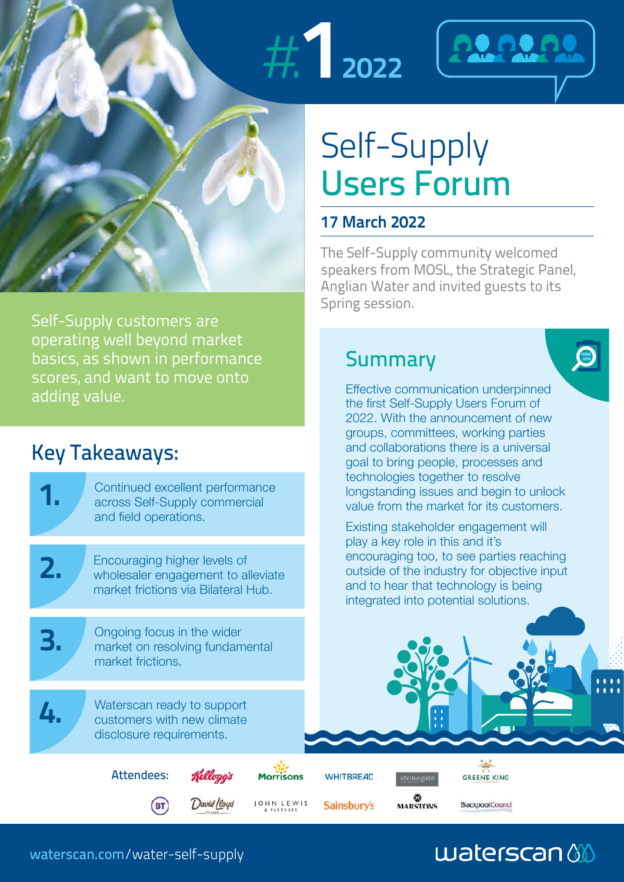#1 2022

# Self-Supply Users Forum

## 17 March 2022

The Self-Supply community welcomed speakers from MOSL, the Strategic Panel, Anglian Water and invited guests to its Spring session.

Self-Supply customers are operating well beyond market basics, as shown in performance scores, and want to move onto adding value.

## Key Takeaways:

1. Continued excellent performance across Self-Supply commercial and field operations.
2. Encouraging higher levels of wholesaler engagement to alleviate market frictions via Bilateral Hub.
3. Ongoing focus in the wider market on resolving fundamental market frictions.
4. Waterscan ready to support customers with new climate disclosure requirements.

## Summary

Effective communication underpinned the first Self-Supply Users Forum of 2022. With the announcement of new groups, committees, working parties and collaborations there is a universal goal to bring people, processes and technologies together to resolve longstanding issues and begin to unlock value from the market for its customers.

Existing stakeholder engagement will play a key role in this and it's encouraging too, to see parties reaching outside of the industry for objective input and to hear that technology is being integrated into potential solutions.

Attendees: Kellogg's, Morrisons, Whitbread, Stonegate, Greene King, BT, David Lloyd Clubs, John Lewis & Partners, Sainsbury's, Marston's, Blackpool Council

waterscan.com/water-self-supply

waterscan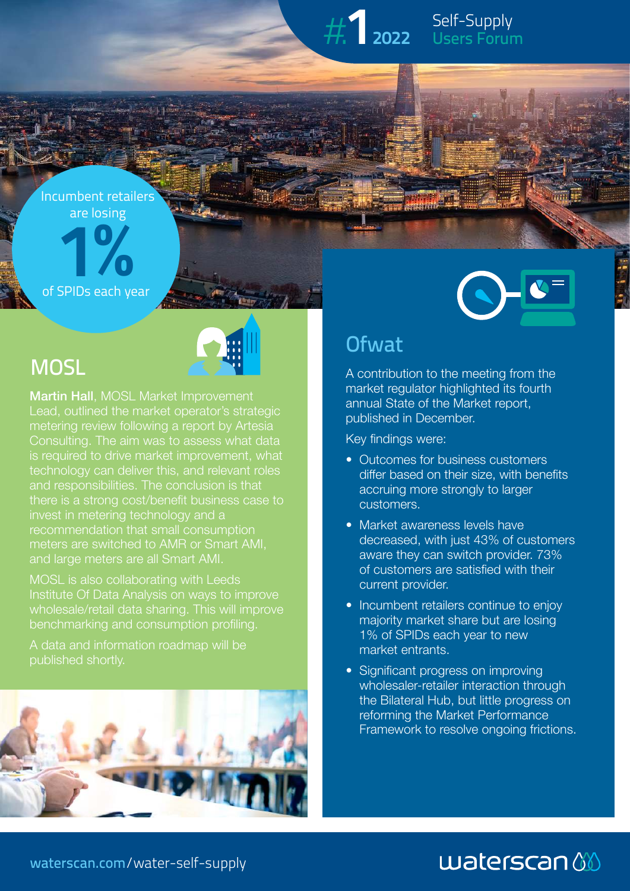Incumbent retailers are losing

**1%**

of SPIDs each year

## MOSL

**Martin Hall**, MOSL Market Improvement Lead, outlined the market operator's strategic metering review following a report by Artesia Consulting. The aim was to assess what data is required to drive market improvement, what technology can deliver this, and relevant roles and responsibilities. The conclusion is that there is a strong cost/benefit business case to invest in metering technology and a recommendation that small consumption meters are switched to AMR or Smart AMI, and large meters are all Smart AMI.

MOSL is also collaborating with Leeds Institute Of Data Analysis on ways to improve wholesale/retail data sharing. This will improve benchmarking and consumption profiling.

A data and information roadmap will be published shortly.

## Ofwat

A contribution to the meeting from the market regulator highlighted its fourth annual State of the Market report, published in December.

Key findings were:

- Outcomes for business customers differ based on their size, with benefits accruing more strongly to larger customers.
- Market awareness levels have decreased, with just 43% of customers aware they can switch provider. 73% of customers are satisfied with their current provider.
- Incumbent retailers continue to enjoy majority market share but are losing 1% of SPIDs each year to new market entrants.
- Significant progress on improving wholesaler-retailer interaction through the Bilateral Hub, but little progress on reforming the Market Performance Framework to resolve ongoing frictions.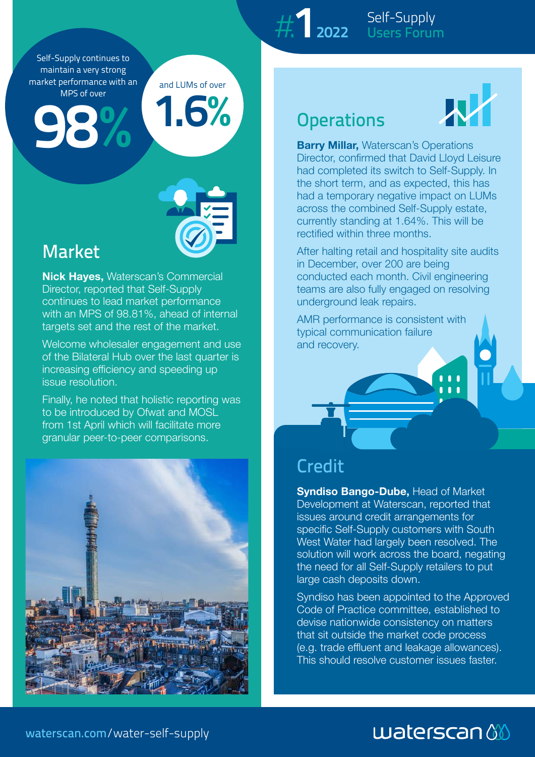#1 2022 Self-Supply Users Forum

Self-Supply continues to maintain a very strong market performance with an MPS of over

**98%**

and LUMs of over

**1.6%**

## Market

**Nick Hayes,** Waterscan's Commercial Director, reported that Self-Supply continues to lead market performance with an MPS of 98.81%, ahead of internal targets set and the rest of the market.

Welcome wholesaler engagement and use of the Bilateral Hub over the last quarter is increasing efficiency and speeding up issue resolution.

Finally, he noted that holistic reporting was to be introduced by Ofwat and MOSL from 1st April which will facilitate more granular peer-to-peer comparisons.

## Operations

**Barry Millar,** Waterscan's Operations Director, confirmed that David Lloyd Leisure had completed its switch to Self-Supply. In the short term, and as expected, this has had a temporary negative impact on LUMs across the combined Self-Supply estate, currently standing at 1.64%. This will be rectified within three months.

After halting retail and hospitality site audits in December, over 200 are being conducted each month. Civil engineering teams are also fully engaged on resolving underground leak repairs.

AMR performance is consistent with typical communication failure and recovery.

## Credit

**Syndiso Bango-Dube,** Head of Market Development at Waterscan, reported that issues around credit arrangements for specific Self-Supply customers with South West Water had largely been resolved. The solution will work across the board, negating the need for all Self-Supply retailers to put large cash deposits down.

Syndiso has been appointed to the Approved Code of Practice committee, established to devise nationwide consistency on matters that sit outside the market code process (e.g. trade effluent and leakage allowances). This should resolve customer issues faster.

waterscan.com/water-self-supply

waterscan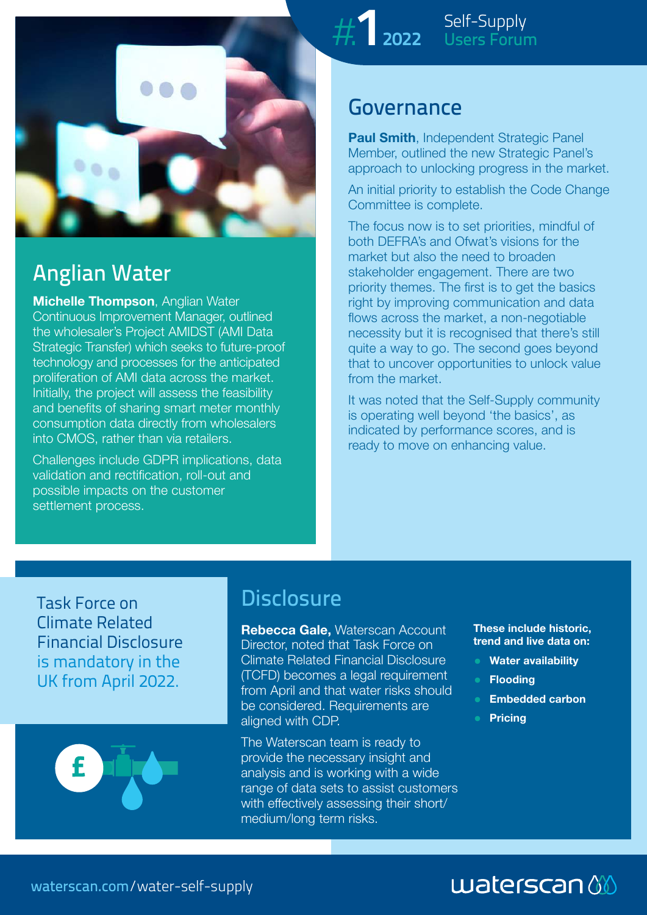## Anglian Water

**Michelle Thompson**, Anglian Water Continuous Improvement Manager, outlined the wholesaler's Project AMIDST (AMI Data Strategic Transfer) which seeks to future-proof technology and processes for the anticipated proliferation of AMI data across the market. Initially, the project will assess the feasibility and benefits of sharing smart meter monthly consumption data directly from wholesalers into CMOS, rather than via retailers.

Challenges include GDPR implications, data validation and rectification, roll-out and possible impacts on the customer settlement process.

## Governance

**Paul Smith**, Independent Strategic Panel Member, outlined the new Strategic Panel's approach to unlocking progress in the market.

An initial priority to establish the Code Change Committee is complete.

The focus now is to set priorities, mindful of both DEFRA's and Ofwat's visions for the market but also the need to broaden stakeholder engagement. There are two priority themes. The first is to get the basics right by improving communication and data flows across the market, a non-negotiable necessity but it is recognised that there's still quite a way to go. The second goes beyond that to uncover opportunities to unlock value from the market.

It was noted that the Self-Supply community is operating well beyond 'the basics', as indicated by performance scores, and is ready to move on enhancing value.

Task Force on Climate Related Financial Disclosure is mandatory in the UK from April 2022.

## Disclosure

**Rebecca Gale,** Waterscan Account Director, noted that Task Force on Climate Related Financial Disclosure (TCFD) becomes a legal requirement from April and that water risks should be considered. Requirements are aligned with CDP.

The Waterscan team is ready to provide the necessary insight and analysis and is working with a wide range of data sets to assist customers with effectively assessing their short/medium/long term risks.

**These include historic, trend and live data on:**

- **Water availability**
- **Flooding**
- **Embedded carbon**
- **Pricing**

waterscan.com/water-self-supply